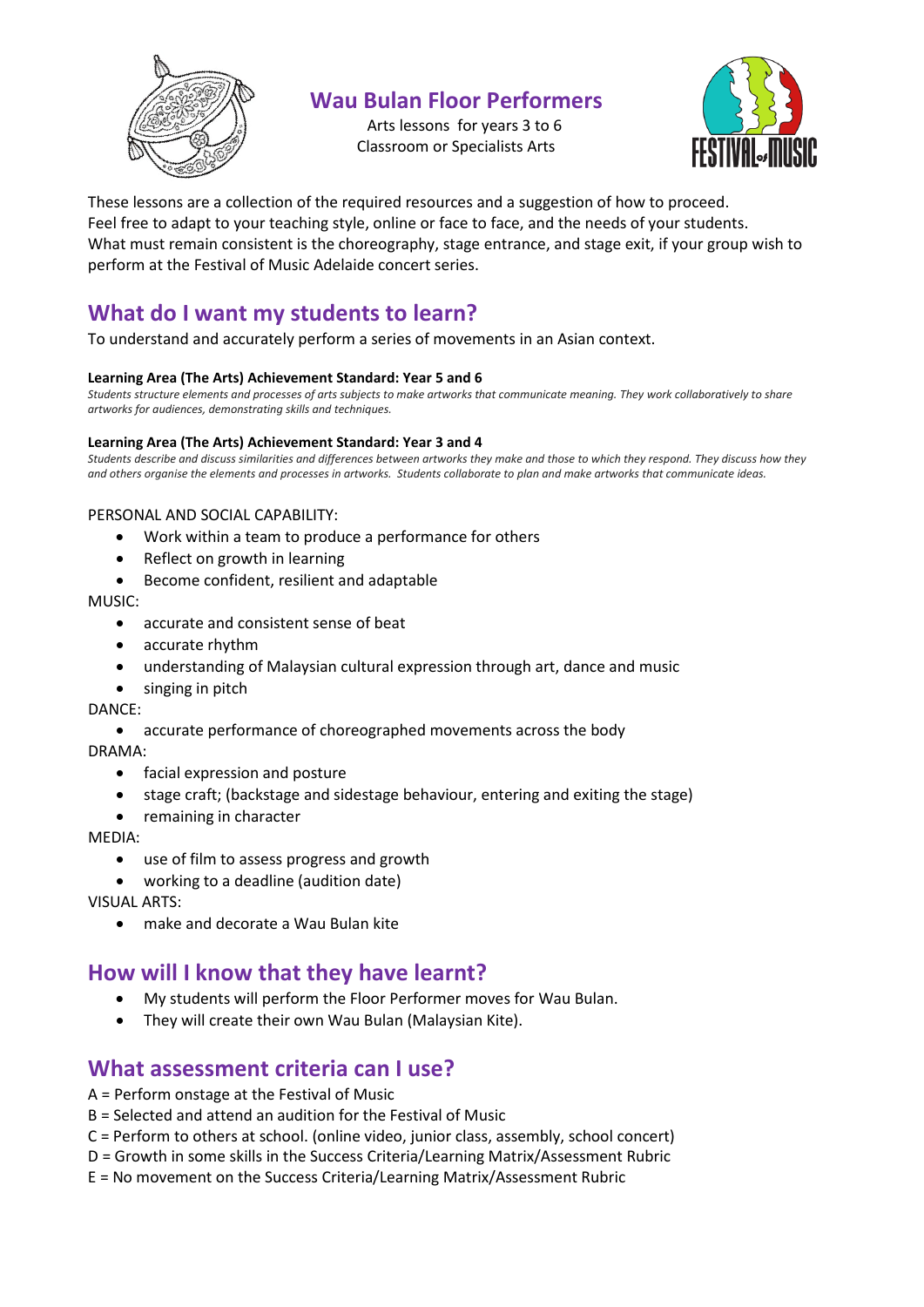# Wau Bulan Floor Performers

Arts lessons for years 3 to 6
Classroom or Specialists Arts

These lessons are a collection of the required resources and a suggestion of how to proceed.
Feel free to adapt to your teaching style, online or face to face, and the needs of your students.
What must remain consistent is the choreography, stage entrance, and stage exit, if your group wish to perform at the Festival of Music Adelaide concert series.

## What do I want my students to learn?

To understand and accurately perform a series of movements in an Asian context.

**Learning Area (The Arts) Achievement Standard: Year 5 and 6**
*Students structure elements and processes of arts subjects to make artworks that communicate meaning. They work collaboratively to share artworks for audiences, demonstrating skills and techniques.*

**Learning Area (The Arts) Achievement Standard: Year 3 and 4**
*Students describe and discuss similarities and differences between artworks they make and those to which they respond. They discuss how they and others organise the elements and processes in artworks. Students collaborate to plan and make artworks that communicate ideas.*

PERSONAL AND SOCIAL CAPABILITY:

- Work within a team to produce a performance for others
- Reflect on growth in learning
- Become confident, resilient and adaptable

MUSIC:

- accurate and consistent sense of beat
- accurate rhythm
- understanding of Malaysian cultural expression through art, dance and music
- singing in pitch

DANCE:

- accurate performance of choreographed movements across the body

DRAMA:

- facial expression and posture
- stage craft; (backstage and sidestage behaviour, entering and exiting the stage)
- remaining in character

MEDIA:

- use of film to assess progress and growth
- working to a deadline (audition date)

VISUAL ARTS:

- make and decorate a Wau Bulan kite

## How will I know that they have learnt?

- My students will perform the Floor Performer moves for Wau Bulan.
- They will create their own Wau Bulan (Malaysian Kite).

## What assessment criteria can I use?

A = Perform onstage at the Festival of Music
B = Selected and attend an audition for the Festival of Music
C = Perform to others at school. (online video, junior class, assembly, school concert)
D = Growth in some skills in the Success Criteria/Learning Matrix/Assessment Rubric
E = No movement on the Success Criteria/Learning Matrix/Assessment Rubric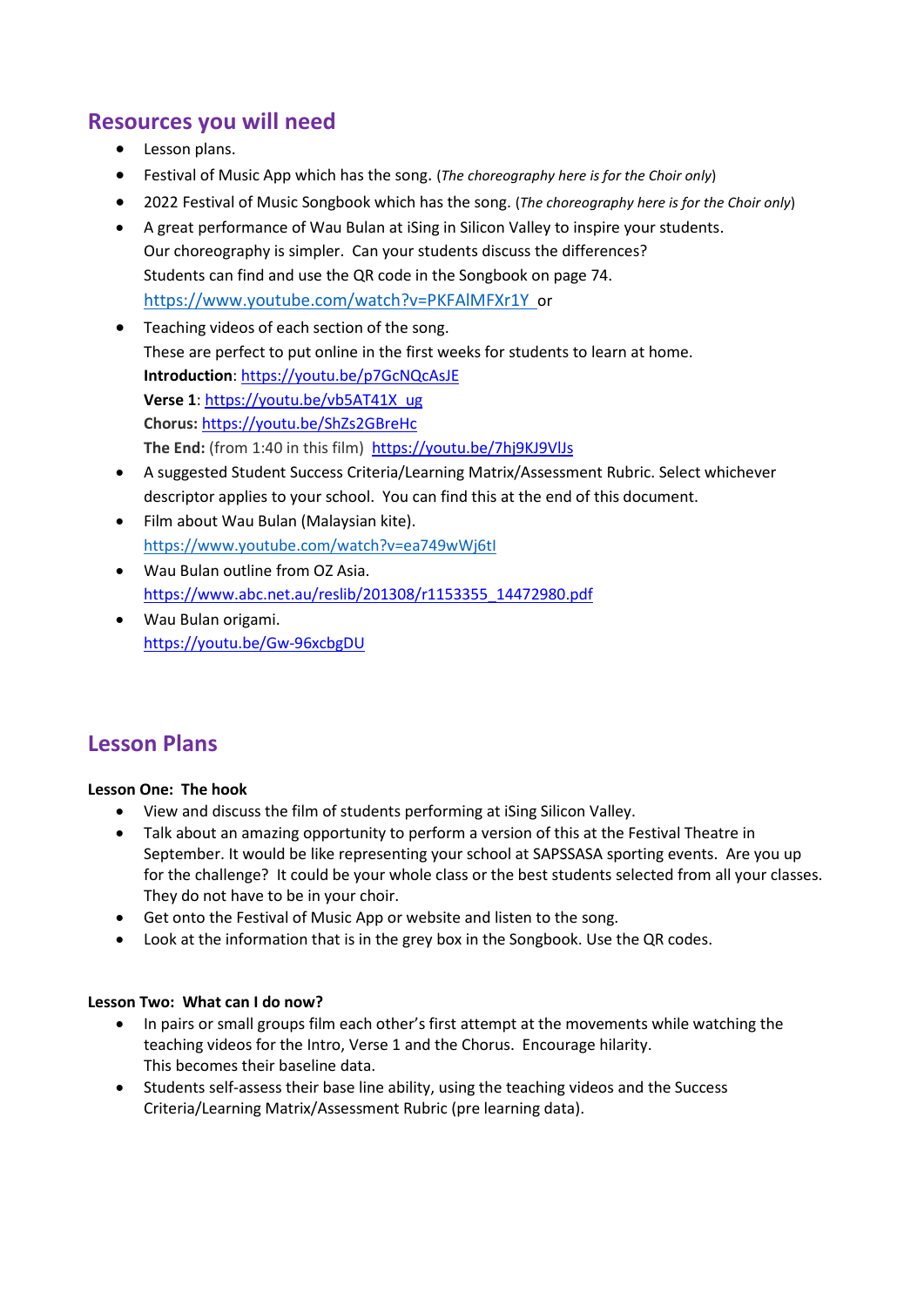## Resources you will need

- Lesson plans.
- Festival of Music App which has the song. (*The choreography here is for the Choir only*)
- 2022 Festival of Music Songbook which has the song. (*The choreography here is for the Choir only*)
- A great performance of Wau Bulan at iSing in Silicon Valley to inspire your students.
  Our choreography is simpler. Can your students discuss the differences?
  Students can find and use the QR code in the Songbook on page 74.
  https://www.youtube.com/watch?v=PKFAlMFXr1Y or
- Teaching videos of each section of the song.
  These are perfect to put online in the first weeks for students to learn at home.
  **Introduction**: https://youtu.be/p7GcNQcAsJE
  **Verse 1**: https://youtu.be/vb5AT41X_ug
  **Chorus:** https://youtu.be/ShZs2GBreHc
  **The End:** (from 1:40 in this film) https://youtu.be/7hj9KJ9VlJs
- A suggested Student Success Criteria/Learning Matrix/Assessment Rubric. Select whichever descriptor applies to your school. You can find this at the end of this document.
- Film about Wau Bulan (Malaysian kite).
  https://www.youtube.com/watch?v=ea749wWj6tI
- Wau Bulan outline from OZ Asia.
  https://www.abc.net.au/reslib/201308/r1153355_14472980.pdf
- Wau Bulan origami.
  https://youtu.be/Gw-96xcbgDU

## Lesson Plans

**Lesson One: The hook**

- View and discuss the film of students performing at iSing Silicon Valley.
- Talk about an amazing opportunity to perform a version of this at the Festival Theatre in September. It would be like representing your school at SAPSSASA sporting events. Are you up for the challenge? It could be your whole class or the best students selected from all your classes. They do not have to be in your choir.
- Get onto the Festival of Music App or website and listen to the song.
- Look at the information that is in the grey box in the Songbook. Use the QR codes.

**Lesson Two: What can I do now?**

- In pairs or small groups film each other's first attempt at the movements while watching the teaching videos for the Intro, Verse 1 and the Chorus. Encourage hilarity.
  This becomes their baseline data.
- Students self-assess their base line ability, using the teaching videos and the Success Criteria/Learning Matrix/Assessment Rubric (pre learning data).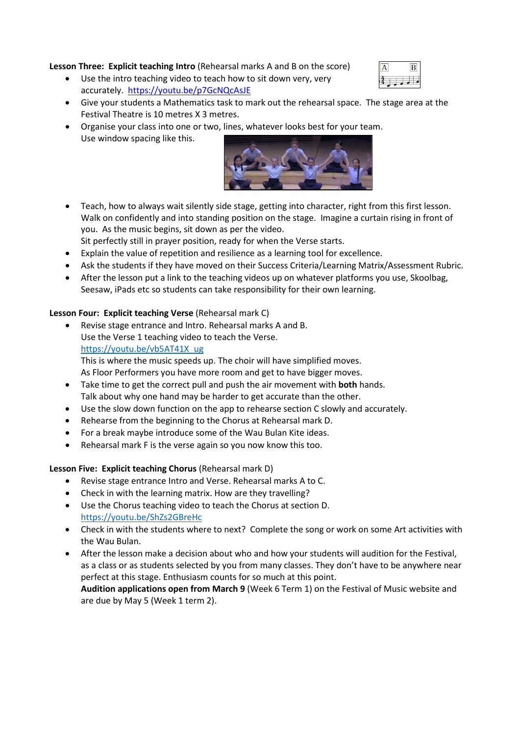**Lesson Three: Explicit teaching Intro** (Rehearsal marks A and B on the score)

- Use the intro teaching video to teach how to sit down very, very accurately. https://youtu.be/p7GcNQcAsJE
- Give your students a Mathematics task to mark out the rehearsal space. The stage area at the Festival Theatre is 10 metres X 3 metres.
- Organise your class into one or two, lines, whatever looks best for your team. Use window spacing like this.
- Teach, how to always wait silently side stage, getting into character, right from this first lesson. Walk on confidently and into standing position on the stage. Imagine a curtain rising in front of you. As the music begins, sit down as per the video.
  Sit perfectly still in prayer position, ready for when the Verse starts.
- Explain the value of repetition and resilience as a learning tool for excellence.
- Ask the students if they have moved on their Success Criteria/Learning Matrix/Assessment Rubric.
- After the lesson put a link to the teaching videos up on whatever platforms you use, Skoolbag, Seesaw, iPads etc so students can take responsibility for their own learning.

**Lesson Four: Explicit teaching Verse** (Rehearsal mark C)

- Revise stage entrance and Intro. Rehearsal marks A and B.
  Use the Verse 1 teaching video to teach the Verse.
  https://youtu.be/vb5AT41X_ug
  This is where the music speeds up. The choir will have simplified moves.
  As Floor Performers you have more room and get to have bigger moves.
- Take time to get the correct pull and push the air movement with **both** hands.
  Talk about why one hand may be harder to get accurate than the other.
- Use the slow down function on the app to rehearse section C slowly and accurately.
- Rehearse from the beginning to the Chorus at Rehearsal mark D.
- For a break maybe introduce some of the Wau Bulan Kite ideas.
- Rehearsal mark F is the verse again so you now know this too.

**Lesson Five: Explicit teaching Chorus** (Rehearsal mark D)

- Revise stage entrance Intro and Verse. Rehearsal marks A to C.
- Check in with the learning matrix. How are they travelling?
- Use the Chorus teaching video to teach the Chorus at section D.
  https://youtu.be/ShZs2GBreHc
- Check in with the students where to next? Complete the song or work on some Art activities with the Wau Bulan.
- After the lesson make a decision about who and how your students will audition for the Festival, as a class or as students selected by you from many classes. They don't have to be anywhere near perfect at this stage. Enthusiasm counts for so much at this point.
  **Audition applications open from March 9** (Week 6 Term 1) on the Festival of Music website and are due by May 5 (Week 1 term 2).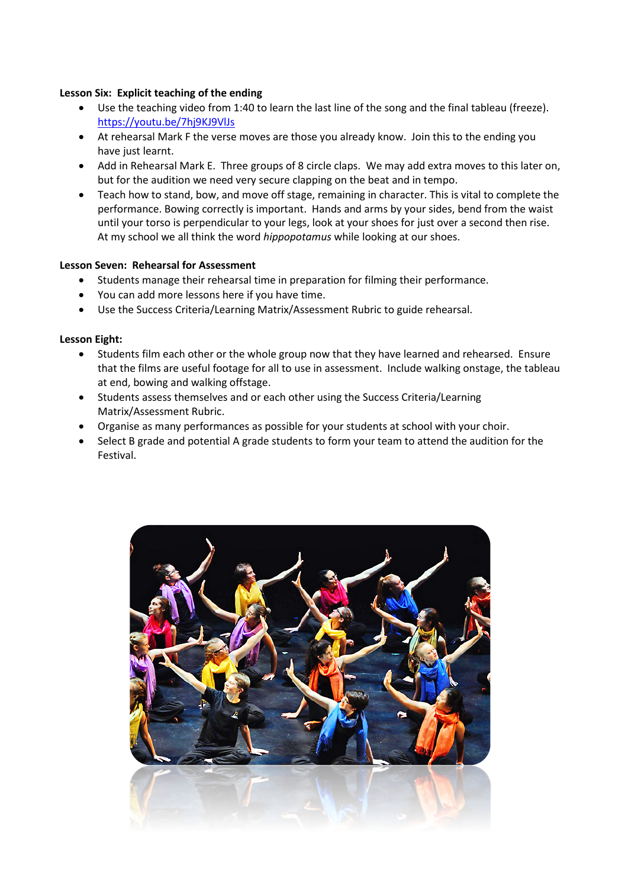**Lesson Six: Explicit teaching of the ending**

- Use the teaching video from 1:40 to learn the last line of the song and the final tableau (freeze). https://youtu.be/7hj9KJ9VlJs
- At rehearsal Mark F the verse moves are those you already know. Join this to the ending you have just learnt.
- Add in Rehearsal Mark E. Three groups of 8 circle claps. We may add extra moves to this later on, but for the audition we need very secure clapping on the beat and in tempo.
- Teach how to stand, bow, and move off stage, remaining in character. This is vital to complete the performance. Bowing correctly is important. Hands and arms by your sides, bend from the waist until your torso is perpendicular to your legs, look at your shoes for just over a second then rise. At my school we all think the word *hippopotamus* while looking at our shoes.

**Lesson Seven: Rehearsal for Assessment**

- Students manage their rehearsal time in preparation for filming their performance.
- You can add more lessons here if you have time.
- Use the Success Criteria/Learning Matrix/Assessment Rubric to guide rehearsal.

**Lesson Eight:**

- Students film each other or the whole group now that they have learned and rehearsed. Ensure that the films are useful footage for all to use in assessment. Include walking onstage, the tableau at end, bowing and walking offstage.
- Students assess themselves and or each other using the Success Criteria/Learning Matrix/Assessment Rubric.
- Organise as many performances as possible for your students at school with your choir.
- Select B grade and potential A grade students to form your team to attend the audition for the Festival.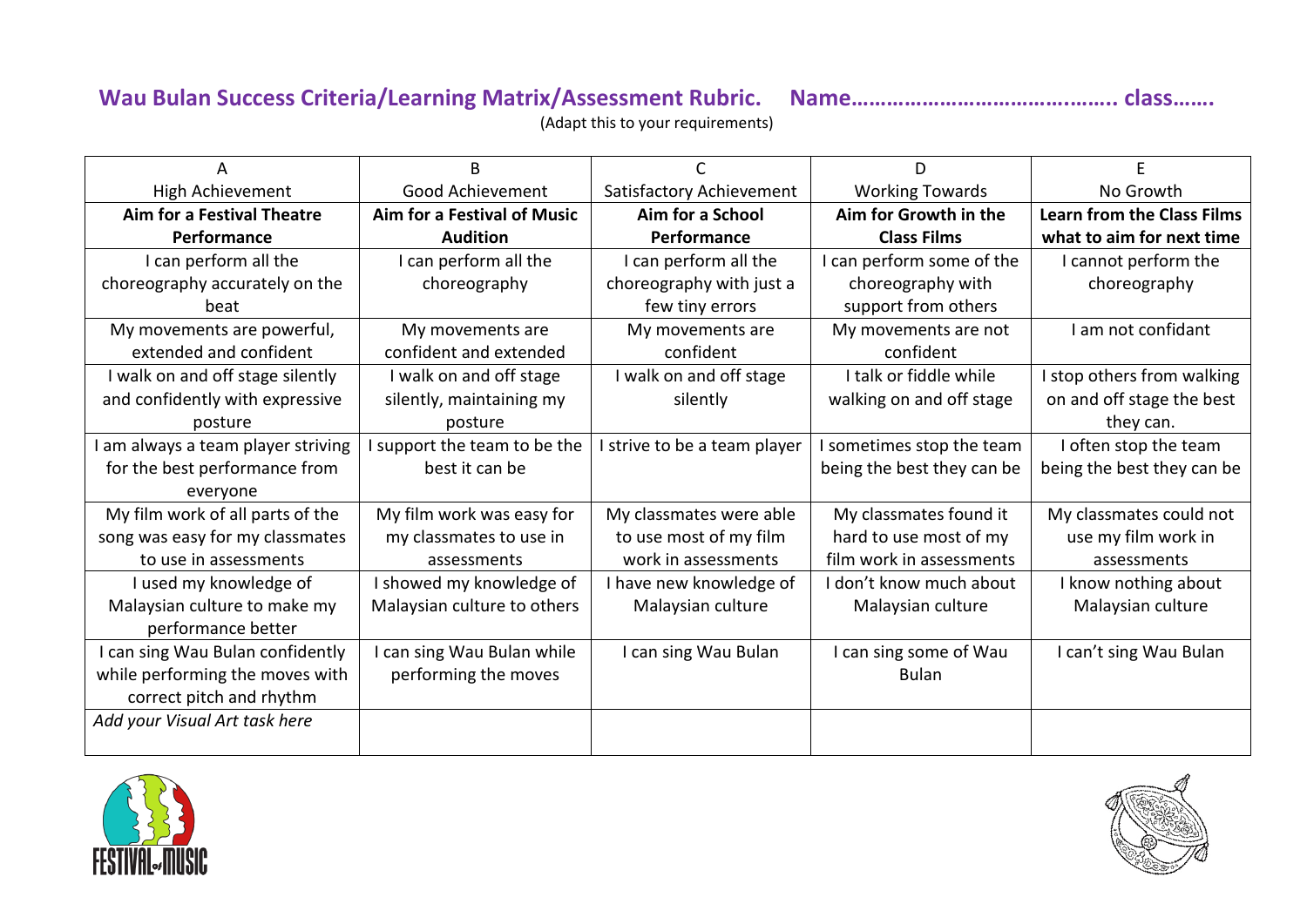## Wau Bulan Success Criteria/Learning Matrix/Assessment Rubric. Name……………………………………. class…….

(Adapt this to your requirements)

| A<br>High Achievement | B<br>Good Achievement | C<br>Satisfactory Achievement | D<br>Working Towards | E<br>No Growth |
|---|---|---|---|---|
| **Aim for a Festival Theatre Performance** | **Aim for a Festival of Music Audition** | **Aim for a School Performance** | **Aim for Growth in the Class Films** | **Learn from the Class Films what to aim for next time** |
| I can perform all the choreography accurately on the beat | I can perform all the choreography | I can perform all the choreography with just a few tiny errors | I can perform some of the choreography with support from others | I cannot perform the choreography |
| My movements are powerful, extended and confident | My movements are confident and extended | My movements are confident | My movements are not confident | I am not confidant |
| I walk on and off stage silently and confidently with expressive posture | I walk on and off stage silently, maintaining my posture | I walk on and off stage silently | I talk or fiddle while walking on and off stage | I stop others from walking on and off stage the best they can. |
| I am always a team player striving for the best performance from everyone | I support the team to be the best it can be | I strive to be a team player | I sometimes stop the team being the best they can be | I often stop the team being the best they can be |
| My film work of all parts of the song was easy for my classmates to use in assessments | My film work was easy for my classmates to use in assessments | My classmates were able to use most of my film work in assessments | My classmates found it hard to use most of my film work in assessments | My classmates could not use my film work in assessments |
| I used my knowledge of Malaysian culture to make my performance better | I showed my knowledge of Malaysian culture to others | I have new knowledge of Malaysian culture | I don't know much about Malaysian culture | I know nothing about Malaysian culture |
| I can sing Wau Bulan confidently while performing the moves with correct pitch and rhythm | I can sing Wau Bulan while performing the moves | I can sing Wau Bulan | I can sing some of Wau Bulan | I can't sing Wau Bulan |
| *Add your Visual Art task here* | | | | |